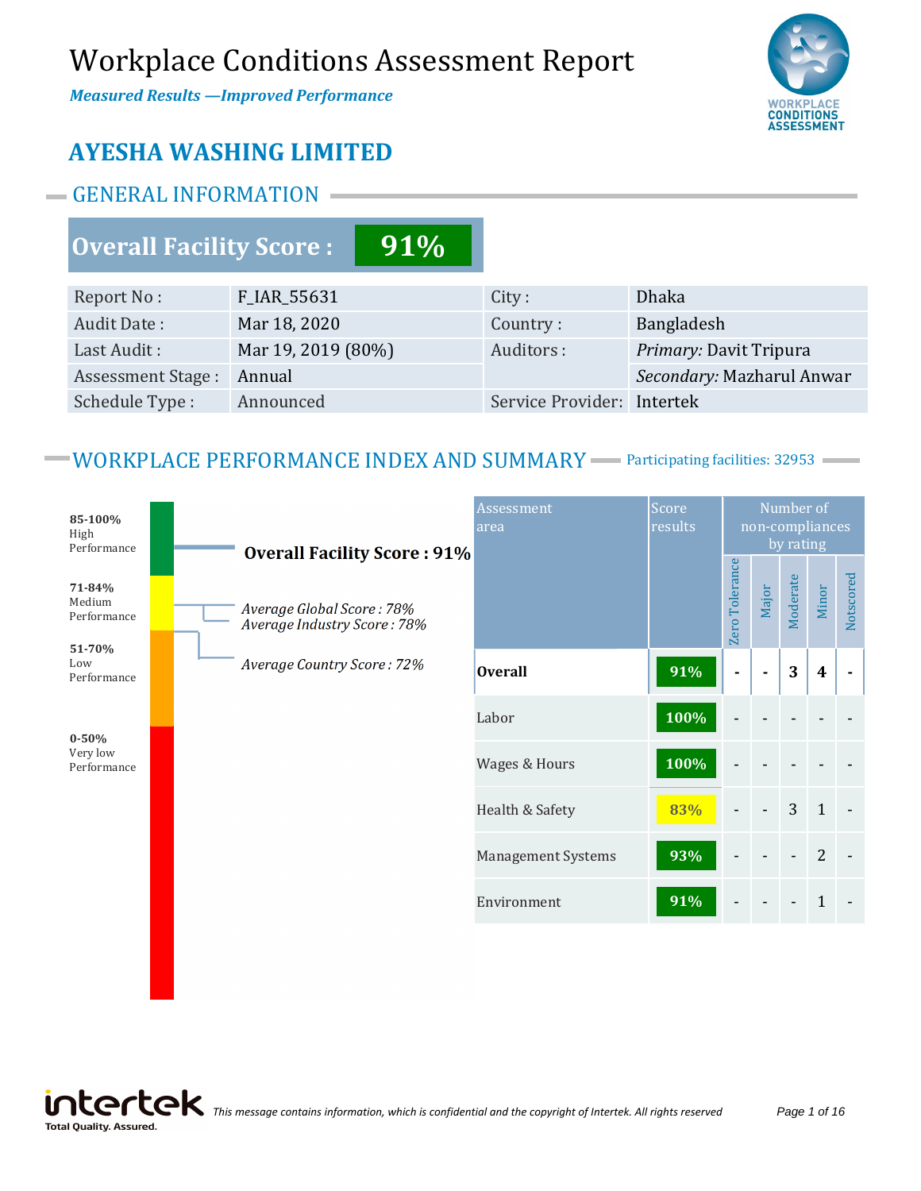# Workplace Conditions Assessment Report

***Measured Results —Improved Performance***

WORKPLACE CONDITIONS ASSESSMENT

## AYESHA WASHING LIMITED

## GENERAL INFORMATION

**Overall Facility Score : 91%**

| | | | |
|---|---|---|---|
| Report No : | F_IAR_55631 | City : | Dhaka |
| Audit Date : | Mar 18, 2020 | Country : | Bangladesh |
| Last Audit : | Mar 19, 2019 (80%) | Auditors : | *Primary:* Davit Tripura |
| Assessment Stage : | Annual | | *Secondary:* Mazharul Anwar |
| Schedule Type : | Announced | Service Provider: | Intertek |

## WORKPLACE PERFORMANCE INDEX AND SUMMARY

Participating facilities: 32953

**85-100%** High Performance

**71-84%** Medium Performance

**51-70%** Low Performance

**0-50%** Very low Performance

**Overall Facility Score : 91%**

*Average Global Score : 78%*

*Average Industry Score : 78%*

*Average Country Score : 72%*

| Assessment area | Score results | Number of non-compliances by rating | | | | |
|---|---|---|---|---|---|---|
| | | Zero Tolerance | Major | Moderate | Minor | Notscored |
| **Overall** | 91% | **-** | **-** | **3** | **4** | **-** |
| Labor | 100% | - | - | - | - | - |
| Wages & Hours | 100% | - | - | - | - | - |
| Health & Safety | 83% | - | - | 3 | 1 | - |
| Management Systems | 93% | - | - | - | 2 | - |
| Environment | 91% | - | - | - | 1 | - |

*This message contains information, which is confidential and the copyright of Intertek. All rights reserved*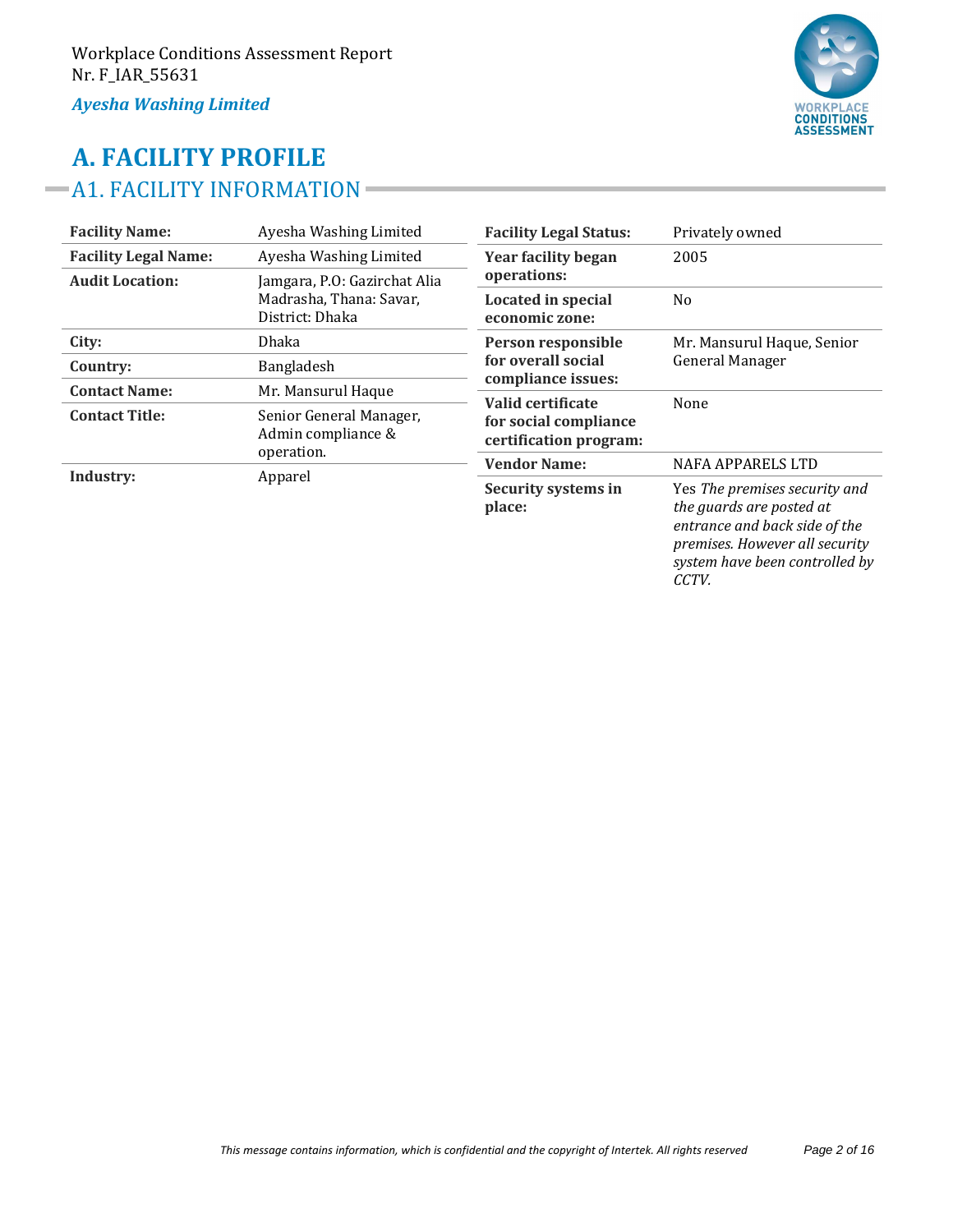# A. FACILITY PROFILE

## A1. FACILITY INFORMATION

| | |
|---|---|
| **Facility Name:** | Ayesha Washing Limited |
| **Facility Legal Name:** | Ayesha Washing Limited |
| **Audit Location:** | Jamgara, P.O: Gazirchat Alia Madrasha, Thana: Savar, District: Dhaka |
| **City:** | Dhaka |
| **Country:** | Bangladesh |
| **Contact Name:** | Mr. Mansurul Haque |
| **Contact Title:** | Senior General Manager, Admin compliance & operation. |
| **Industry:** | Apparel |
| **Facility Legal Status:** | Privately owned |
| **Year facility began operations:** | 2005 |
| **Located in special economic zone:** | No |
| **Person responsible for overall social compliance issues:** | Mr. Mansurul Haque, Senior General Manager |
| **Valid certificate for social compliance certification program:** | None |
| **Vendor Name:** | NAFA APPARELS LTD |
| **Security systems in place:** | Yes *The premises security and the guards are posted at entrance and back side of the premises. However all security system have been controlled by CCTV.* |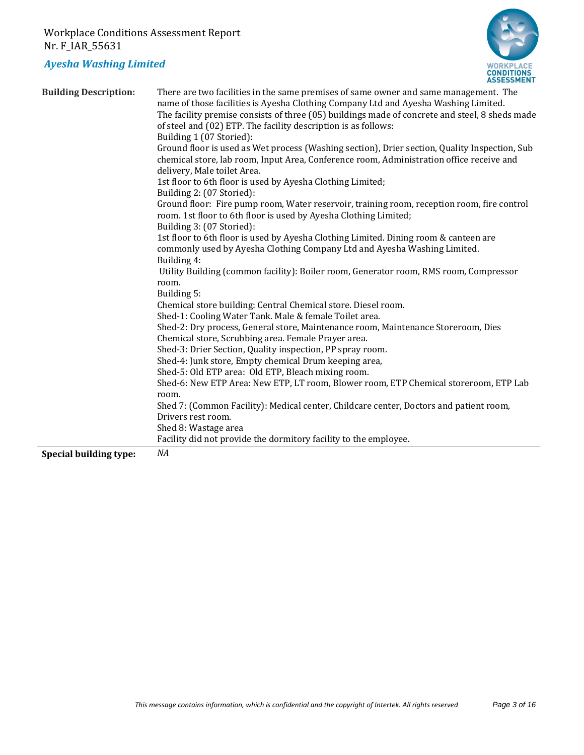| | |
|---|---|
| **Building Description:** | There are two facilities in the same premises of same owner and same management. The name of those facilities is Ayesha Clothing Company Ltd and Ayesha Washing Limited.<br>The facility premise consists of three (05) buildings made of concrete and steel, 8 sheds made of steel and (02) ETP. The facility description is as follows:<br>Building 1 (07 Storied):<br>Ground floor is used as Wet process (Washing section), Drier section, Quality Inspection, Sub chemical store, lab room, Input Area, Conference room, Administration office receive and delivery, Male toilet Area.<br>1st floor to 6th floor is used by Ayesha Clothing Limited;<br>Building 2: (07 Storied):<br>Ground floor: Fire pump room, Water reservoir, training room, reception room, fire control room. 1st floor to 6th floor is used by Ayesha Clothing Limited;<br>Building 3: (07 Storied):<br>1st floor to 6th floor is used by Ayesha Clothing Limited. Dining room & canteen are commonly used by Ayesha Clothing Company Ltd and Ayesha Washing Limited.<br>Building 4:<br>Utility Building (common facility): Boiler room, Generator room, RMS room, Compressor room.<br>Building 5:<br>Chemical store building: Central Chemical store. Diesel room.<br>Shed-1: Cooling Water Tank. Male & female Toilet area.<br>Shed-2: Dry process, General store, Maintenance room, Maintenance Storeroom, Dies Chemical store, Scrubbing area. Female Prayer area.<br>Shed-3: Drier Section, Quality inspection, PP spray room.<br>Shed-4: Junk store, Empty chemical Drum keeping area,<br>Shed-5: Old ETP area: Old ETP, Bleach mixing room.<br>Shed-6: New ETP Area: New ETP, LT room, Blower room, ETP Chemical storeroom, ETP Lab room.<br>Shed 7: (Common Facility): Medical center, Childcare center, Doctors and patient room, Drivers rest room.<br>Shed 8: Wastage area<br>Facility did not provide the dormitory facility to the employee. |
| **Special building type:** | *NA* |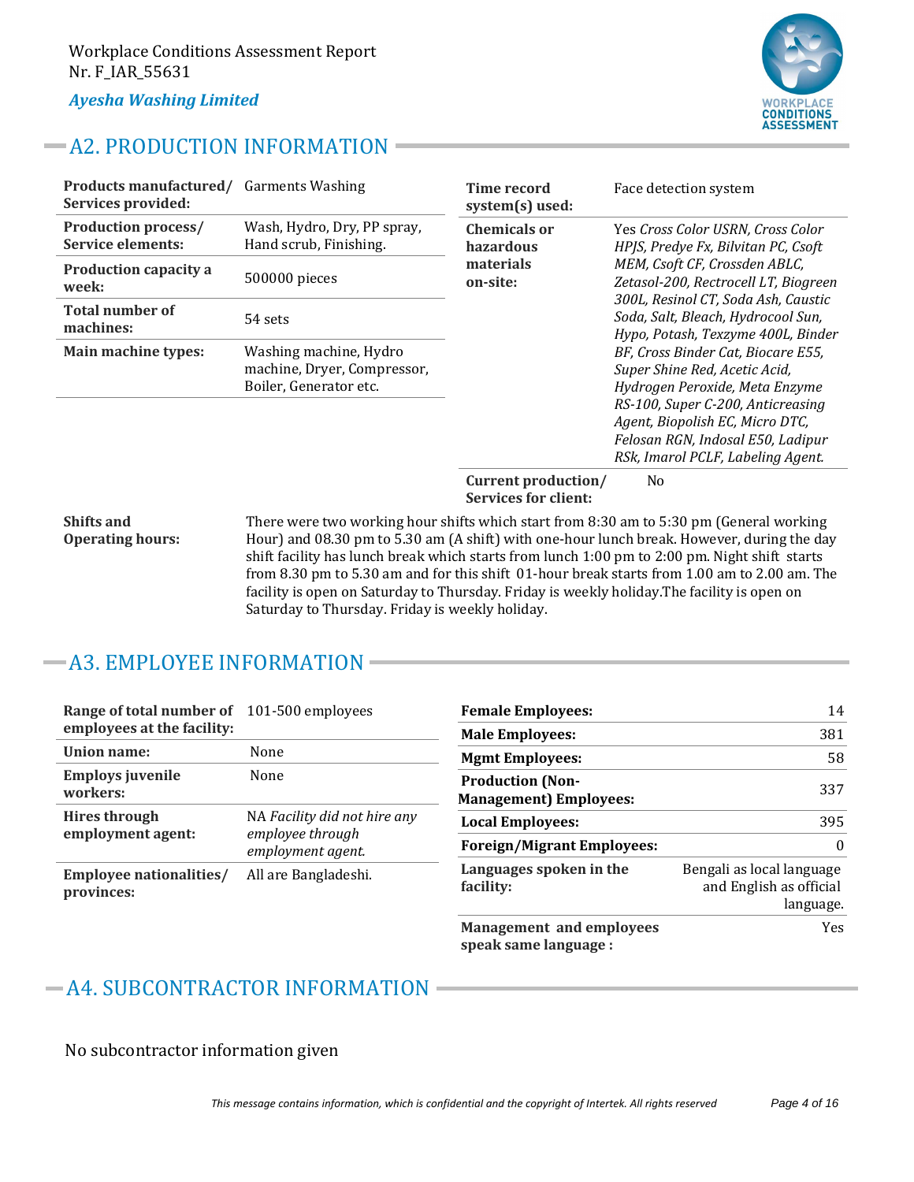## A2. PRODUCTION INFORMATION

| | |
|---|---|
| **Products manufactured/ Services provided:** | Garments Washing |
| **Production process/ Service elements:** | Wash, Hydro, Dry, PP spray, Hand scrub, Finishing. |
| **Production capacity a week:** | 500000 pieces |
| **Total number of machines:** | 54 sets |
| **Main machine types:** | Washing machine, Hydro machine, Dryer, Compressor, Boiler, Generator etc. |

| | |
|---|---|
| **Time record system(s) used:** | Face detection system |
| **Chemicals or hazardous materials on-site:** | Yes *Cross Color USRN, Cross Color HPJS, Predye Fx, Bilvitan PC, Csoft MEM, Csoft CF, Crossden ABLC, Zetasol-200, Rectrocell LT, Biogreen 300L, Resinol CT, Soda Ash, Caustic Soda, Salt, Bleach, Hydrocool Sun, Hypo, Potash, Texzyme 400L, Binder BF, Cross Binder Cat, Biocare E55, Super Shine Red, Acetic Acid, Hydrogen Peroxide, Meta Enzyme RS-100, Super C-200, Anticreasing Agent, Biopolish EC, Micro DTC, Felosan RGN, Indosal E50, Ladipur RSk, Imarol PCLF, Labeling Agent.* |
| **Current production/ Services for client:** | No |

**Shifts and Operating hours:** There were two working hour shifts which start from 8:30 am to 5:30 pm (General working Hour) and 08.30 pm to 5.30 am (A shift) with one-hour lunch break. However, during the day shift facility has lunch break which starts from lunch 1:00 pm to 2:00 pm. Night shift starts from 8.30 pm to 5.30 am and for this shift 01-hour break starts from 1.00 am to 2.00 am. The facility is open on Saturday to Thursday. Friday is weekly holiday.The facility is open on Saturday to Thursday. Friday is weekly holiday.

## A3. EMPLOYEE INFORMATION

| | |
|---|---|
| **Range of total number of employees at the facility:** | 101-500 employees |
| **Union name:** | None |
| **Employs juvenile workers:** | None |
| **Hires through employment agent:** | NA *Facility did not hire any employee through employment agent.* |
| **Employee nationalities/ provinces:** | All are Bangladeshi. |

| | |
|---|---|
| **Female Employees:** | 14 |
| **Male Employees:** | 381 |
| **Mgmt Employees:** | 58 |
| **Production (Non-Management) Employees:** | 337 |
| **Local Employees:** | 395 |
| **Foreign/Migrant Employees:** | 0 |
| **Languages spoken in the facility:** | Bengali as local language and English as official language. |
| **Management and employees speak same language :** | Yes |

## A4. SUBCONTRACTOR INFORMATION

No subcontractor information given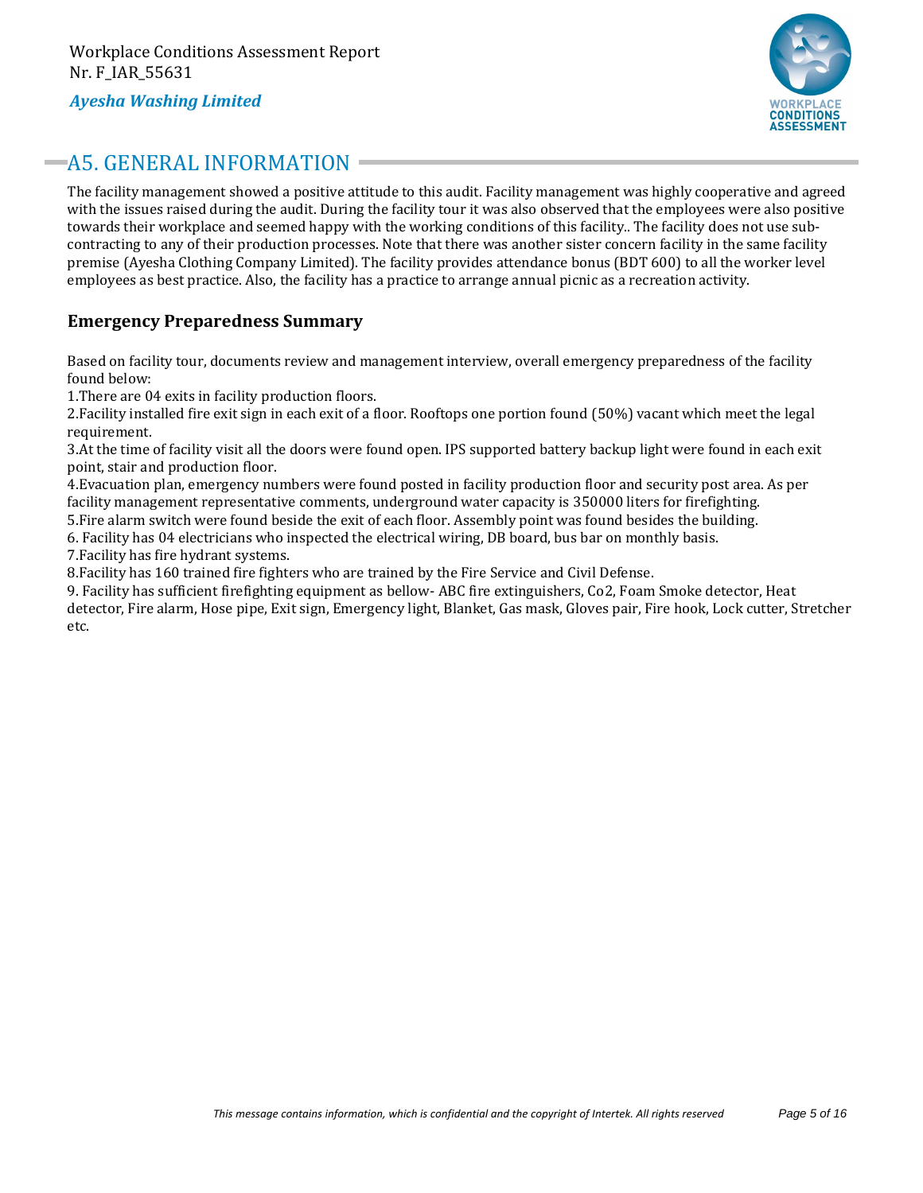## A5. GENERAL INFORMATION

The facility management showed a positive attitude to this audit. Facility management was highly cooperative and agreed with the issues raised during the audit. During the facility tour it was also observed that the employees were also positive towards their workplace and seemed happy with the working conditions of this facility.. The facility does not use sub-contracting to any of their production processes. Note that there was another sister concern facility in the same facility premise (Ayesha Clothing Company Limited). The facility provides attendance bonus (BDT 600) to all the worker level employees as best practice. Also, the facility has a practice to arrange annual picnic as a recreation activity.

### Emergency Preparedness Summary

Based on facility tour, documents review and management interview, overall emergency preparedness of the facility found below:

1.There are 04 exits in facility production floors.

2.Facility installed fire exit sign in each exit of a floor. Rooftops one portion found (50%) vacant which meet the legal requirement.

3.At the time of facility visit all the doors were found open. IPS supported battery backup light were found in each exit point, stair and production floor.

4.Evacuation plan, emergency numbers were found posted in facility production floor and security post area. As per facility management representative comments, underground water capacity is 350000 liters for firefighting.

5.Fire alarm switch were found beside the exit of each floor. Assembly point was found besides the building.

6. Facility has 04 electricians who inspected the electrical wiring, DB board, bus bar on monthly basis.

7.Facility has fire hydrant systems.

8.Facility has 160 trained fire fighters who are trained by the Fire Service and Civil Defense.

9. Facility has sufficient firefighting equipment as bellow- ABC fire extinguishers, Co2, Foam Smoke detector, Heat detector, Fire alarm, Hose pipe, Exit sign, Emergency light, Blanket, Gas mask, Gloves pair, Fire hook, Lock cutter, Stretcher etc.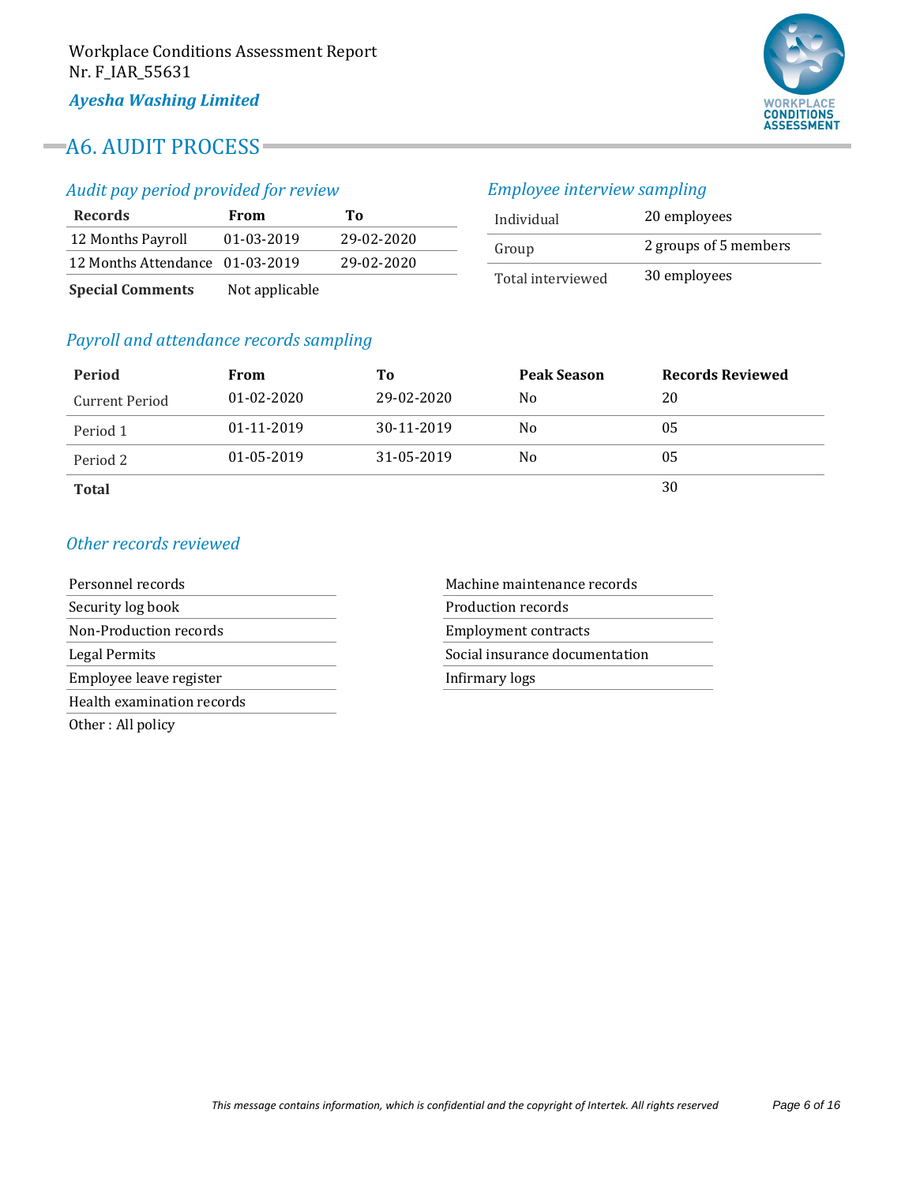## A6. AUDIT PROCESS

### *Audit pay period provided for review*

| Records | From | To |
|---|---|---|
| 12 Months Payroll | 01-03-2019 | 29-02-2020 |
| 12 Months Attendance | 01-03-2019 | 29-02-2020 |
| **Special Comments** | Not applicable | |

### *Employee interview sampling*

| | |
|---|---|
| Individual | 20 employees |
| Group | 2 groups of 5 members |
| Total interviewed | 30 employees |

### *Payroll and attendance records sampling*

| Period | From | To | Peak Season | Records Reviewed |
|---|---|---|---|---|
| Current Period | 01-02-2020 | 29-02-2020 | No | 20 |
| Period 1 | 01-11-2019 | 30-11-2019 | No | 05 |
| Period 2 | 01-05-2019 | 31-05-2019 | No | 05 |
| **Total** | | | | 30 |

### *Other records reviewed*

- Personnel records
- Security log book
- Non-Production records
- Legal Permits
- Employee leave register
- Health examination records
- Other : All policy
- Machine maintenance records
- Production records
- Employment contracts
- Social insurance documentation
- Infirmary logs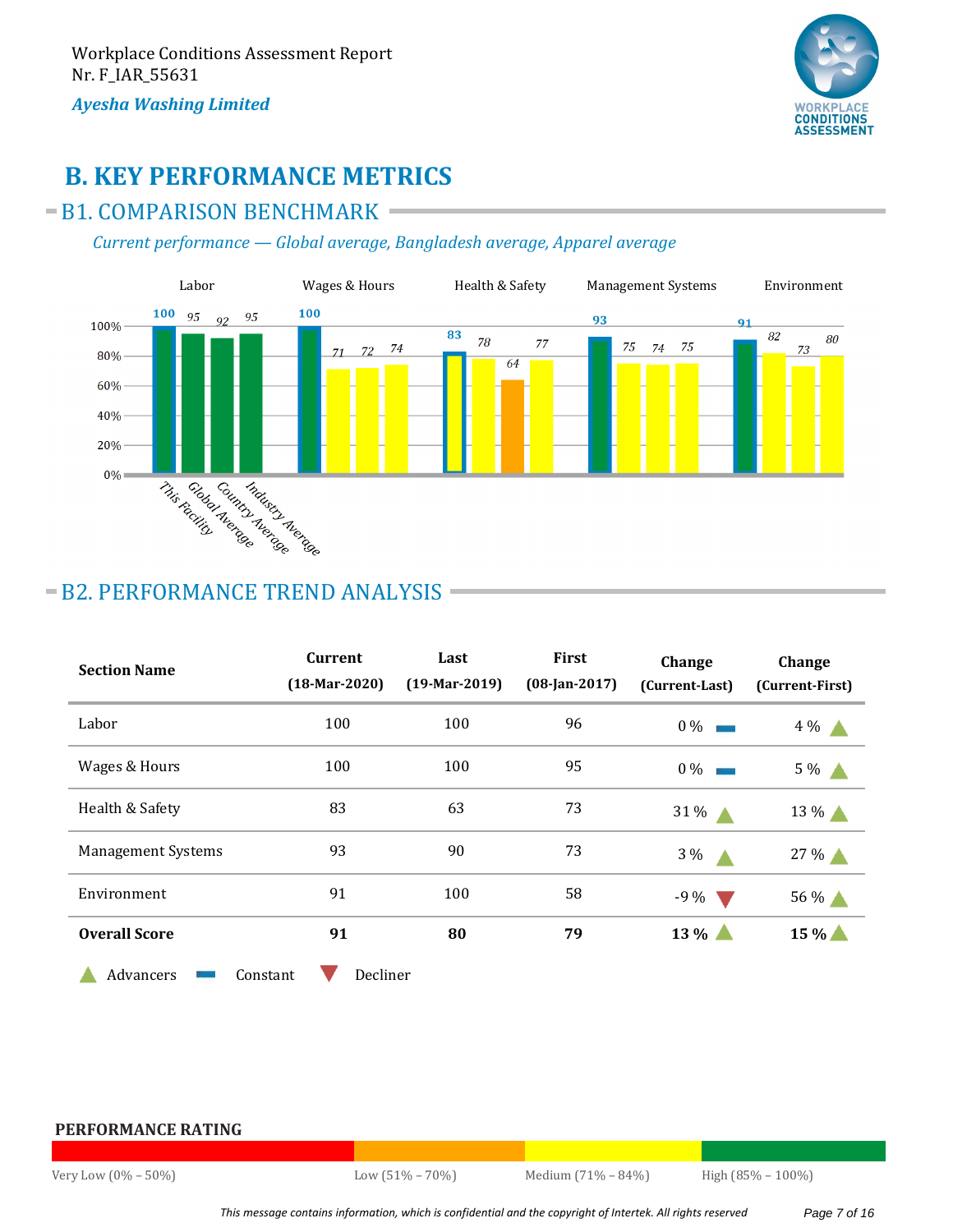Workplace Conditions Assessment Report
Nr. F_IAR_55631

*Ayesha Washing Limited*

# B. KEY PERFORMANCE METRICS

## B1. COMPARISON BENCHMARK

*Current performance — Global average, Bangladesh average, Apparel average*

Labor: 100, 95, 92, 95
Wages & Hours: 100, 71, 72, 74
Health & Safety: 83, 78, 64, 77
Management Systems: 93, 75, 74, 75
Environment: 91, 82, 73, 80

100%
80%
60%
40%
20%
0%

This Facility
Global Average
Country Average
Industry Average

## B2. PERFORMANCE TREND ANALYSIS

| Section Name | Current (18-Mar-2020) | Last (19-Mar-2019) | First (08-Jan-2017) | Change (Current-Last) | Change (Current-First) |
|---|---|---|---|---|---|
| Labor | 100 | 100 | 96 | 0 % Constant | 4 % Advancer |
| Wages & Hours | 100 | 100 | 95 | 0 % Constant | 5 % Advancer |
| Health & Safety | 83 | 63 | 73 | 31 % Advancer | 13 % Advancer |
| Management Systems | 93 | 90 | 73 | 3 % Advancer | 27 % Advancer |
| Environment | 91 | 100 | 58 | -9 % Decliner | 56 % Advancer |
| **Overall Score** | **91** | **80** | **79** | **13 %** Advancer | **15 %** Advancer |

Advancers Constant Decliner

**PERFORMANCE RATING**

Very Low (0% – 50%) | Low (51% – 70%) | Medium (71% – 84%) | High (85% – 100%)

*This message contains information, which is confidential and the copyright of Intertek. All rights reserved*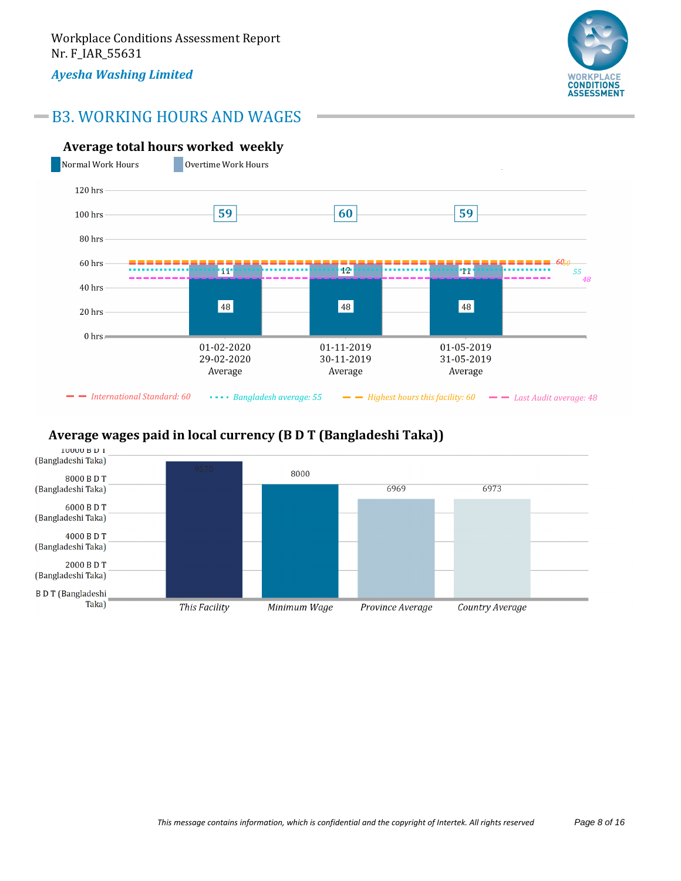## B3. WORKING HOURS AND WAGES

### Average total hours worked weekly

Normal Work Hours

Overtime Work Hours

120 hrs

100 hrs

80 hrs

60 hrs

40 hrs

20 hrs

0 hrs

59

60

59

11

12

11

48

48

48

60 60

55

48

01-02-2020
29-02-2020
Average

01-11-2019
30-11-2019
Average

01-05-2019
31-05-2019
Average

International Standard: 60

Bangladesh average: 55

Highest hours this facility: 60

Last Audit average: 48

### Average wages paid in local currency (B D T (Bangladeshi Taka))

10000 B D T (Bangladeshi Taka)

8000 B D T (Bangladeshi Taka)

6000 B D T (Bangladeshi Taka)

4000 B D T (Bangladeshi Taka)

2000 B D T (Bangladeshi Taka)

B D T (Bangladeshi Taka)

9570

8000

6969

6973

This Facility

Minimum Wage

Province Average

Country Average

*This message contains information, which is confidential and the copyright of Intertek. All rights reserved*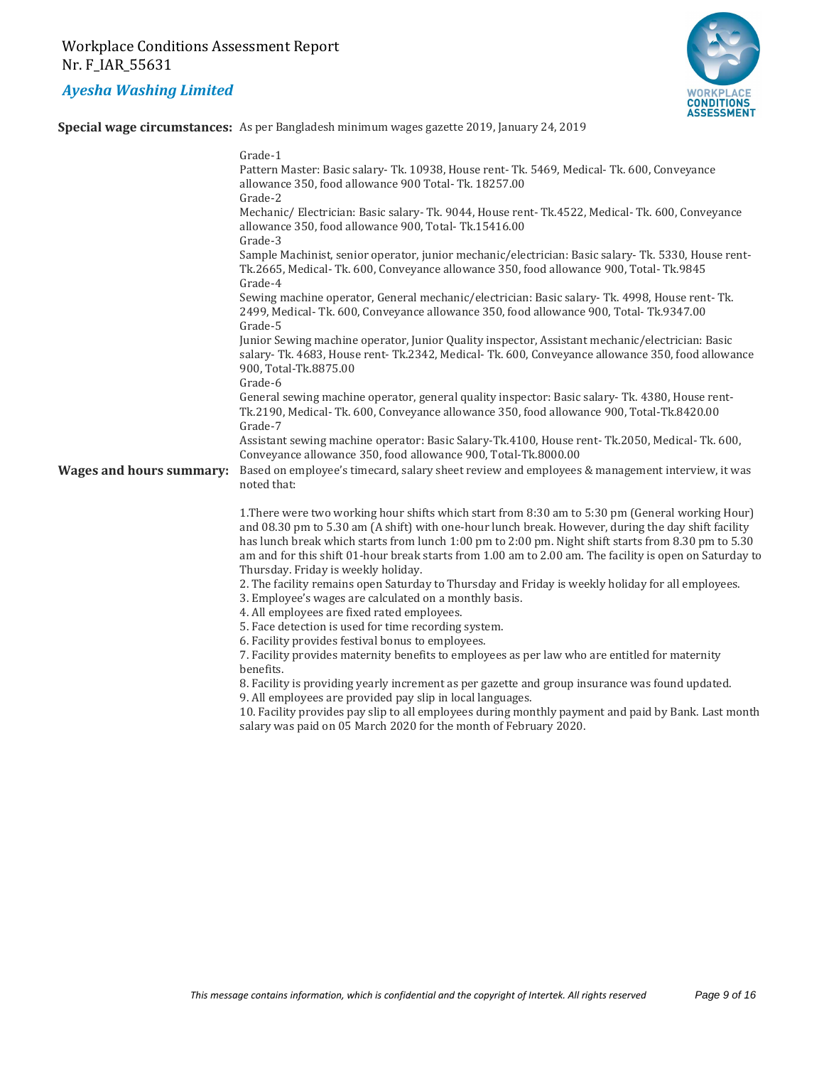**Special wage circumstances:** As per Bangladesh minimum wages gazette 2019, January 24, 2019

Grade-1
Pattern Master: Basic salary- Tk. 10938, House rent- Tk. 5469, Medical- Tk. 600, Conveyance allowance 350, food allowance 900 Total- Tk. 18257.00
Grade-2
Mechanic/ Electrician: Basic salary- Tk. 9044, House rent- Tk.4522, Medical- Tk. 600, Conveyance allowance 350, food allowance 900, Total- Tk.15416.00
Grade-3
Sample Machinist, senior operator, junior mechanic/electrician: Basic salary- Tk. 5330, House rent- Tk.2665, Medical- Tk. 600, Conveyance allowance 350, food allowance 900, Total- Tk.9845
Grade-4
Sewing machine operator, General mechanic/electrician: Basic salary- Tk. 4998, House rent- Tk. 2499, Medical- Tk. 600, Conveyance allowance 350, food allowance 900, Total- Tk.9347.00
Grade-5
Junior Sewing machine operator, Junior Quality inspector, Assistant mechanic/electrician: Basic salary- Tk. 4683, House rent- Tk.2342, Medical- Tk. 600, Conveyance allowance 350, food allowance 900, Total-Tk.8875.00
Grade-6
General sewing machine operator, general quality inspector: Basic salary- Tk. 4380, House rent- Tk.2190, Medical- Tk. 600, Conveyance allowance 350, food allowance 900, Total-Tk.8420.00
Grade-7
Assistant sewing machine operator: Basic Salary-Tk.4100, House rent- Tk.2050, Medical- Tk. 600, Conveyance allowance 350, food allowance 900, Total-Tk.8000.00

**Wages and hours summary:** Based on employee's timecard, salary sheet review and employees & management interview, it was noted that:

1.There were two working hour shifts which start from 8:30 am to 5:30 pm (General working Hour) and 08.30 pm to 5.30 am (A shift) with one-hour lunch break. However, during the day shift facility has lunch break which starts from lunch 1:00 pm to 2:00 pm. Night shift starts from 8.30 pm to 5.30 am and for this shift 01-hour break starts from 1.00 am to 2.00 am. The facility is open on Saturday to Thursday. Friday is weekly holiday.
2. The facility remains open Saturday to Thursday and Friday is weekly holiday for all employees.
3. Employee's wages are calculated on a monthly basis.
4. All employees are fixed rated employees.
5. Face detection is used for time recording system.
6. Facility provides festival bonus to employees.
7. Facility provides maternity benefits to employees as per law who are entitled for maternity benefits.
8. Facility is providing yearly increment as per gazette and group insurance was found updated.
9. All employees are provided pay slip in local languages.
10. Facility provides pay slip to all employees during monthly payment and paid by Bank. Last month salary was paid on 05 March 2020 for the month of February 2020.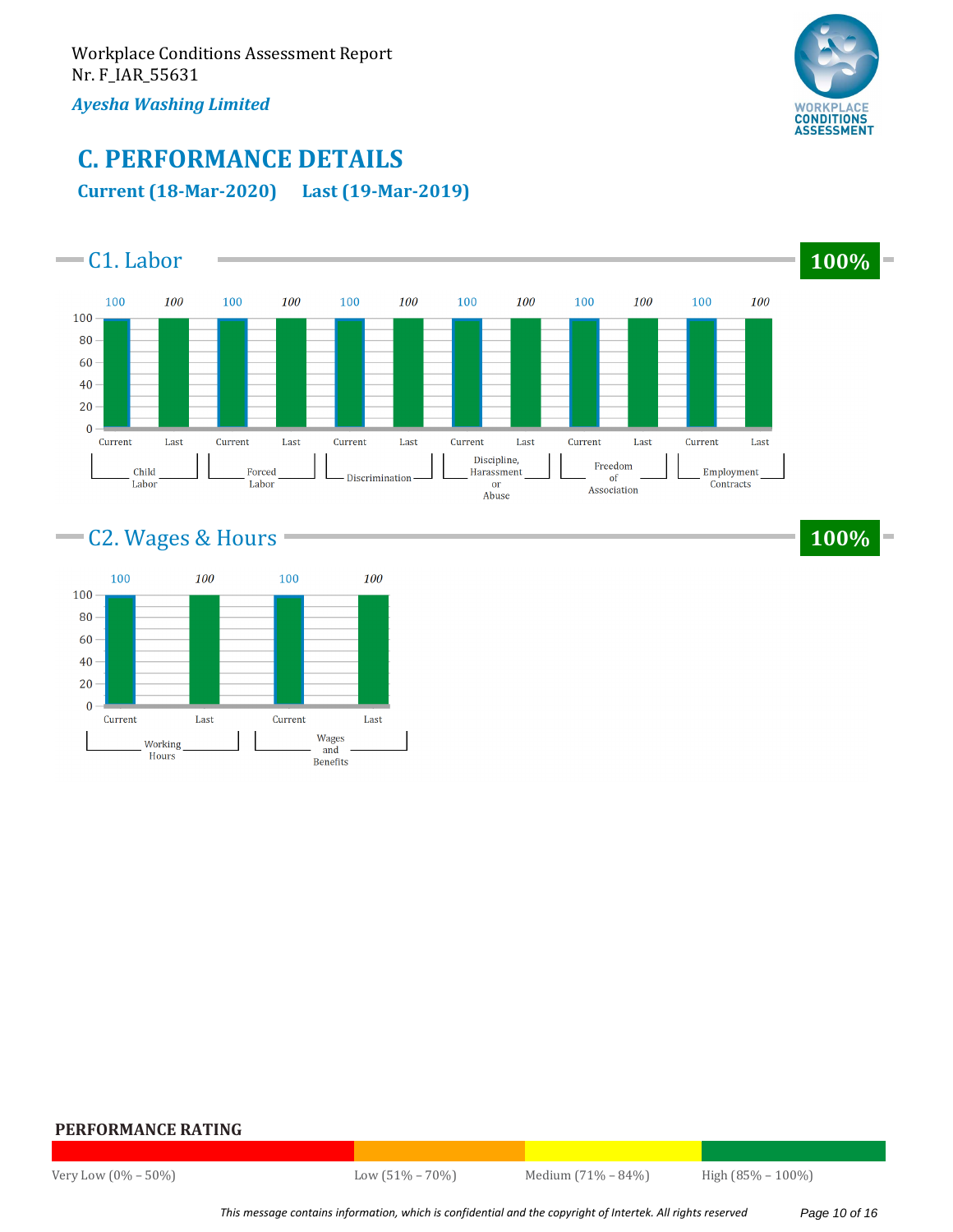# C. PERFORMANCE DETAILS

**Current (18-Mar-2020)     Last (19-Mar-2019)**

## C1. Labor

**100%**

100 100 100 100 100 100 100 100 100 100 100 100

100
80
60
40
20
0

Current Last Current Last Current Last Current Last Current Last Current Last

Child Labor
Forced Labor
Discrimination
Discipline, Harassment or Abuse
Freedom of Association
Employment Contracts

## C2. Wages & Hours

**100%**

100 100 100 100

100
80
60
40
20
0

Current Last Current Last

Working Hours
Wages and Benefits

**PERFORMANCE RATING**

Very Low (0% – 50%)    Low (51% – 70%)    Medium (71% – 84%)    High (85% – 100%)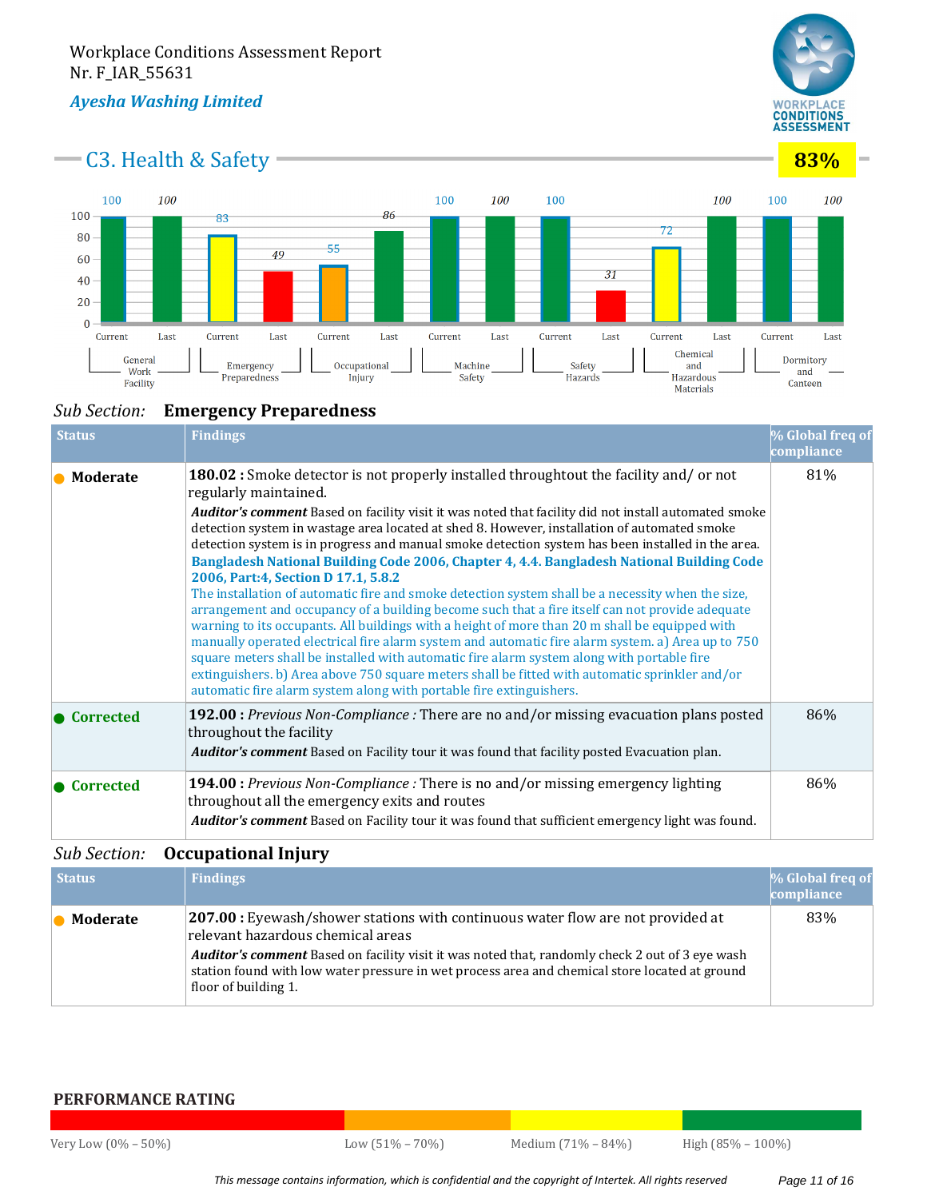Workplace Conditions Assessment Report
Nr. F_IAR_55631

*Ayesha Washing Limited*

## C3. Health & Safety

**83%**

100 100 83 49 55 86 100 100 100 31 72 100 100 100

100
80
60
40
20
0

Current Last Current Last Current Last Current Last Current Last Current Last Current Last

General Work Facility
Emergency Preparedness
Occupational Injury
Machine Safety
Safety Hazards
Chemical and Hazardous Materials
Dormitory and Canteen

*Sub Section:* **Emergency Preparedness**

| Status | Findings | % Global freq of compliance |
|---|---|---|
| **Moderate** | **180.02 :** Smoke detector is not properly installed throughtout the facility and/ or not regularly maintained.<br>***Auditor's comment*** Based on facility visit it was noted that facility did not install automated smoke detection system in wastage area located at shed 8. However, installation of automated smoke detection system is in progress and manual smoke detection system has been installed in the area.<br>**Bangladesh National Building Code 2006, Chapter 4, 4.4. Bangladesh National Building Code 2006, Part:4, Section D 17.1, 5.8.2**<br>The installation of automatic fire and smoke detection system shall be a necessity when the size, arrangement and occupancy of a building become such that a fire itself can not provide adequate warning to its occupants. All buildings with a height of more than 20 m shall be equipped with manually operated electrical fire alarm system and automatic fire alarm system. a) Area up to 750 square meters shall be installed with automatic fire alarm system along with portable fire extinguishers. b) Area above 750 square meters shall be fitted with automatic sprinkler and/or automatic fire alarm system along with portable fire extinguishers. | 81% |
| **Corrected** | **192.00 :** *Previous Non-Compliance :* There are no and/or missing evacuation plans posted throughout the facility<br>***Auditor's comment*** Based on Facility tour it was found that facility posted Evacuation plan. | 86% |
| **Corrected** | **194.00 :** *Previous Non-Compliance :* There is no and/or missing emergency lighting throughout all the emergency exits and routes<br>***Auditor's comment*** Based on Facility tour it was found that sufficient emergency light was found. | 86% |

*Sub Section:* **Occupational Injury**

| Status | Findings | % Global freq of compliance |
|---|---|---|
| **Moderate** | **207.00 :** Eyewash/shower stations with continuous water flow are not provided at relevant hazardous chemical areas<br>***Auditor's comment*** Based on facility visit it was noted that, randomly check 2 out of 3 eye wash station found with low water pressure in wet process area and chemical store located at ground floor of building 1. | 83% |

**PERFORMANCE RATING**

Very Low (0% – 50%) | Low (51% – 70%) | Medium (71% – 84%) | High (85% – 100%)

*This message contains information, which is confidential and the copyright of Intertek. All rights reserved*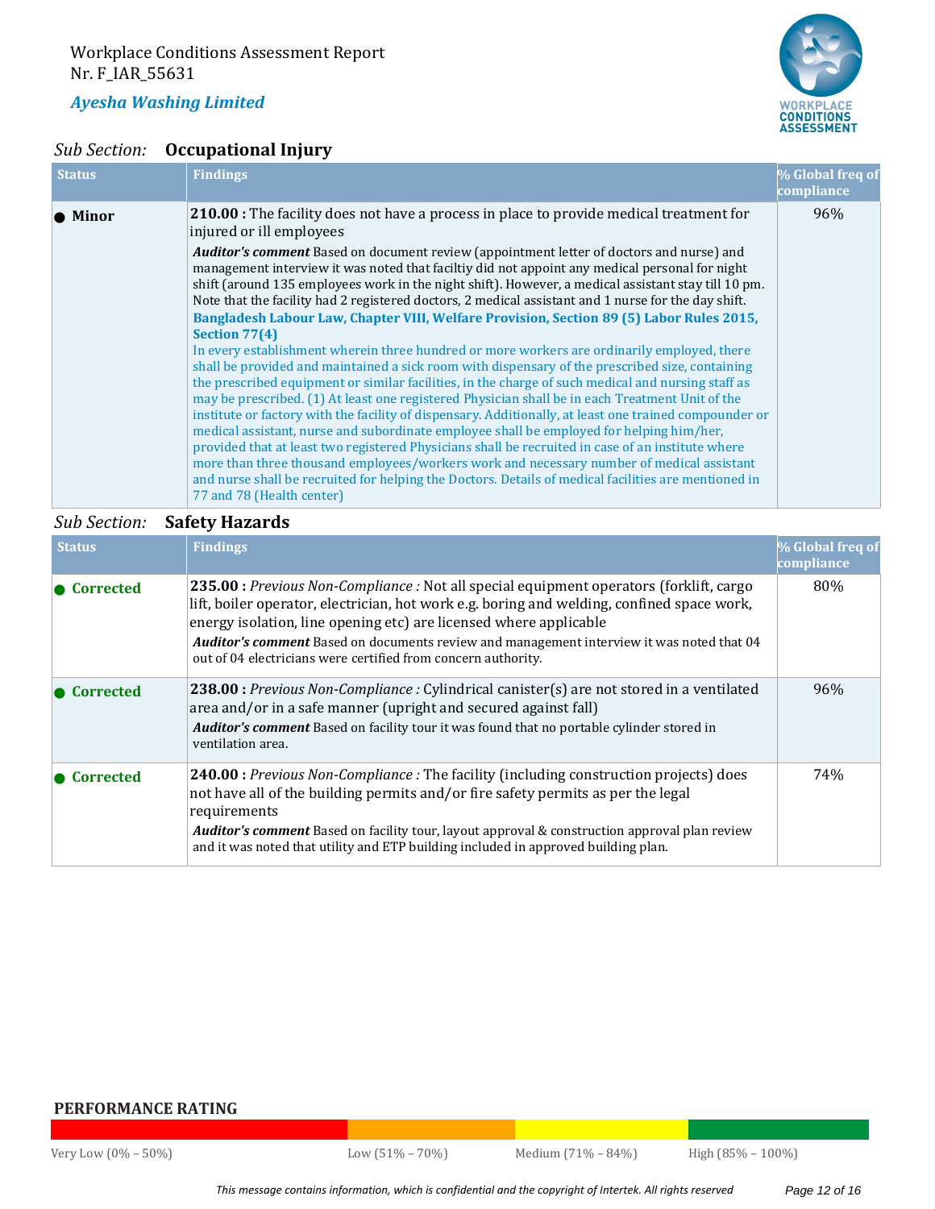### *Sub Section:* Occupational Injury

| Status | Findings | % Global freq of compliance |
|---|---|---|
| ● Minor | **210.00 :** The facility does not have a process in place to provide medical treatment for injured or ill employees<br>***Auditor's comment*** Based on document review (appointment letter of doctors and nurse) and management interview it was noted that faciltiy did not appoint any medical personal for night shift (around 135 employees work in the night shift). However, a medical assistant stay till 10 pm. Note that the facility had 2 registered doctors, 2 medical assistant and 1 nurse for the day shift.<br>**Bangladesh Labour Law, Chapter VIII, Welfare Provision, Section 89 (5) Labor Rules 2015, Section 77(4)**<br>In every establishment wherein three hundred or more workers are ordinarily employed, there shall be provided and maintained a sick room with dispensary of the prescribed size, containing the prescribed equipment or similar facilities, in the charge of such medical and nursing staff as may be prescribed. (1) At least one registered Physician shall be in each Treatment Unit of the institute or factory with the facility of dispensary. Additionally, at least one trained compounder or medical assistant, nurse and subordinate employee shall be employed for helping him/her, provided that at least two registered Physicians shall be recruited in case of an institute where more than three thousand employees/workers work and necessary number of medical assistant and nurse shall be recruited for helping the Doctors. Details of medical facilities are mentioned in 77 and 78 (Health center) | 96% |

### *Sub Section:* Safety Hazards

| Status | Findings | % Global freq of compliance |
|---|---|---|
| ● Corrected | **235.00 :** *Previous Non-Compliance :* Not all special equipment operators (forklift, cargo lift, boiler operator, electrician, hot work e.g. boring and welding, confined space work, energy isolation, line opening etc) are licensed where applicable<br>***Auditor's comment*** Based on documents review and management interview it was noted that 04 out of 04 electricians were certified from concern authority. | 80% |
| ● Corrected | **238.00 :** *Previous Non-Compliance :* Cylindrical canister(s) are not stored in a ventilated area and/or in a safe manner (upright and secured against fall)<br>***Auditor's comment*** Based on facility tour it was found that no portable cylinder stored in ventilation area. | 96% |
| ● Corrected | **240.00 :** *Previous Non-Compliance :* The facility (including construction projects) does not have all of the building permits and/or fire safety permits as per the legal requirements<br>***Auditor's comment*** Based on facility tour, layout approval & construction approval plan review and it was noted that utility and ETP building included in approved building plan. | 74% |

**PERFORMANCE RATING**

Very Low (0% – 50%) | Low (51% – 70%) | Medium (71% – 84%) | High (85% – 100%)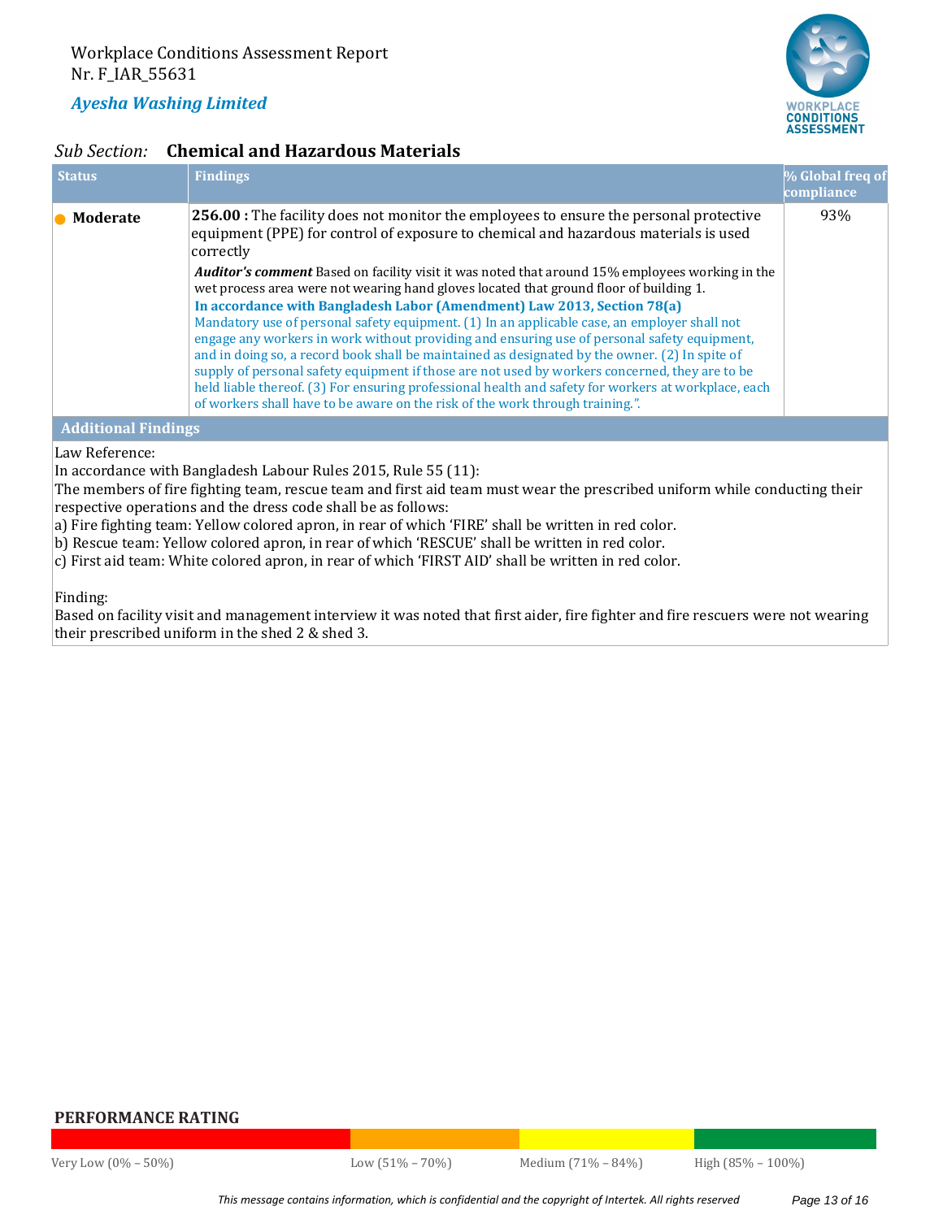Workplace Conditions Assessment Report
Nr. F_IAR_55631

*Ayesha Washing Limited*

*Sub Section:* **Chemical and Hazardous Materials**

| Status | Findings | % Global freq of compliance |
|---|---|---|
| Moderate | **256.00 :** The facility does not monitor the employees to ensure the personal protective equipment (PPE) for control of exposure to chemical and hazardous materials is used correctly<br>***Auditor's comment*** Based on facility visit it was noted that around 15% employees working in the wet process area were not wearing hand gloves located that ground floor of building 1.<br>**In accordance with Bangladesh Labor (Amendment) Law 2013, Section 78(a)**<br>Mandatory use of personal safety equipment. (1) In an applicable case, an employer shall not engage any workers in work without providing and ensuring use of personal safety equipment, and in doing so, a record book shall be maintained as designated by the owner. (2) In spite of supply of personal safety equipment if those are not used by workers concerned, they are to be held liable thereof. (3) For ensuring professional health and safety for workers at workplace, each of workers shall have to be aware on the risk of the work through training.". | 93% |

**Additional Findings**

Law Reference:
In accordance with Bangladesh Labour Rules 2015, Rule 55 (11):
The members of fire fighting team, rescue team and first aid team must wear the prescribed uniform while conducting their respective operations and the dress code shall be as follows:
a) Fire fighting team: Yellow colored apron, in rear of which 'FIRE' shall be written in red color.
b) Rescue team: Yellow colored apron, in rear of which 'RESCUE' shall be written in red color.
c) First aid team: White colored apron, in rear of which 'FIRST AID' shall be written in red color.

Finding:
Based on facility visit and management interview it was noted that first aider, fire fighter and fire rescuers were not wearing their prescribed uniform in the shed 2 & shed 3.

**PERFORMANCE RATING**

| Very Low (0% – 50%) | Low (51% – 70%) | Medium (71% – 84%) | High (85% – 100%) |
|---|---|---|---|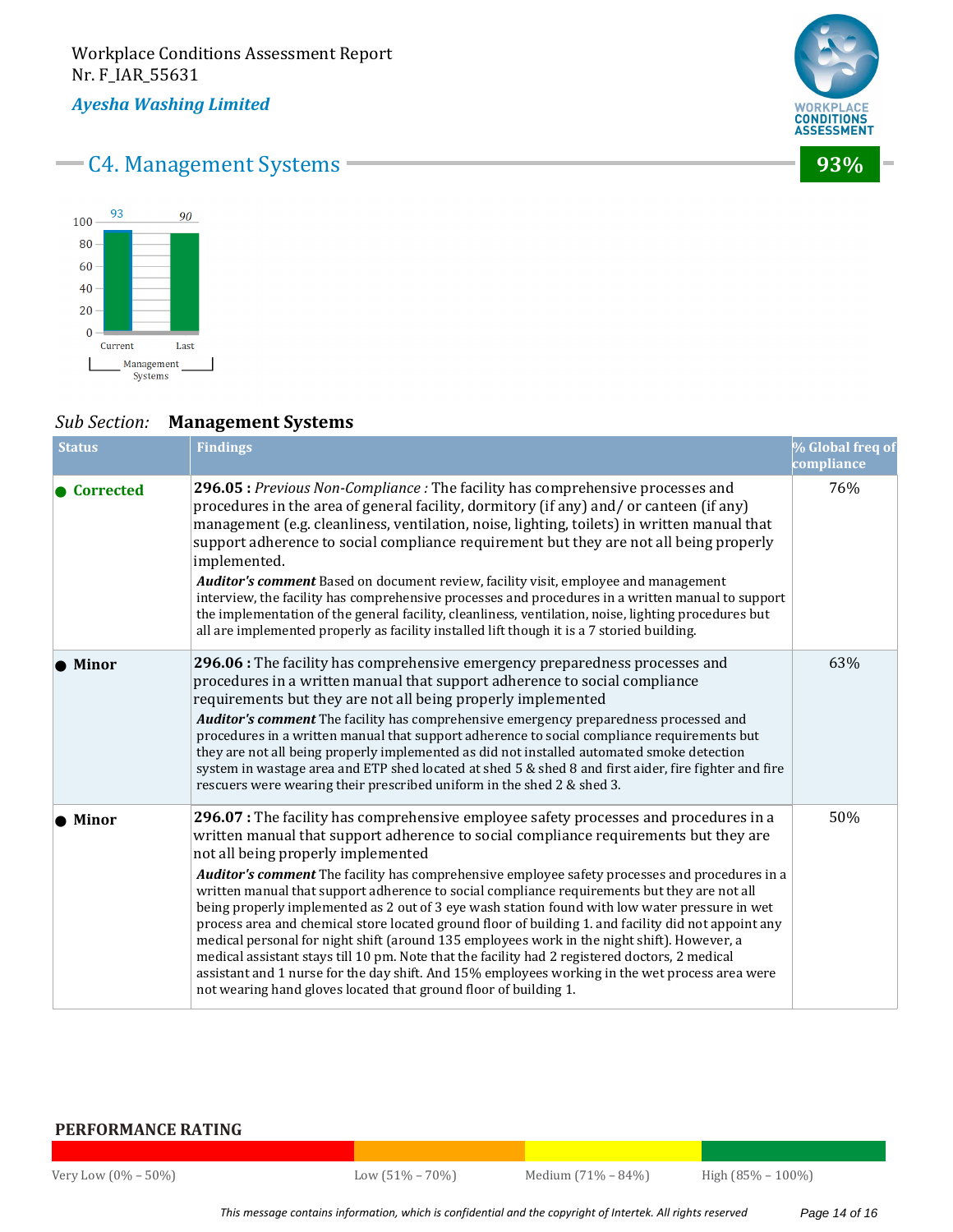Workplace Conditions Assessment Report
Nr. F_IAR_55631

*Ayesha Washing Limited*

WORKPLACE CONDITIONS ASSESSMENT

## C4. Management Systems

**93%**

100
80
60
40
20
0
93
90
Current
Last
Management Systems

*Sub Section:* **Management Systems**

| Status | Findings | % Global freq of compliance |
|---|---|---|
| **Corrected** | **296.05 :** *Previous Non-Compliance :* The facility has comprehensive processes and procedures in the area of general facility, dormitory (if any) and/ or canteen (if any) management (e.g. cleanliness, ventilation, noise, lighting, toilets) in written manual that support adherence to social compliance requirement but they are not all being properly implemented.<br>***Auditor's comment*** Based on document review, facility visit, employee and management interview, the facility has comprehensive processes and procedures in a written manual to support the implementation of the general facility, cleanliness, ventilation, noise, lighting procedures but all are implemented properly as facility installed lift though it is a 7 storied building. | 76% |
| **Minor** | **296.06 :** The facility has comprehensive emergency preparedness processes and procedures in a written manual that support adherence to social compliance requirements but they are not all being properly implemented<br>***Auditor's comment*** The facility has comprehensive emergency preparedness processed and procedures in a written manual that support adherence to social compliance requirements but they are not all being properly implemented as did not installed automated smoke detection system in wastage area and ETP shed located at shed 5 & shed 8 and first aider, fire fighter and fire rescuers were wearing their prescribed uniform in the shed 2 & shed 3. | 63% |
| **Minor** | **296.07 :** The facility has comprehensive employee safety processes and procedures in a written manual that support adherence to social compliance requirements but they are not all being properly implemented<br>***Auditor's comment*** The facility has comprehensive employee safety processes and procedures in a written manual that support adherence to social compliance requirements but they are not all being properly implemented as 2 out of 3 eye wash station found with low water pressure in wet process area and chemical store located ground floor of building 1. and facility did not appoint any medical personal for night shift (around 135 employees work in the night shift). However, a medical assistant stays till 10 pm. Note that the facility had 2 registered doctors, 2 medical assistant and 1 nurse for the day shift. And 15% employees working in the wet process area were not wearing hand gloves located that ground floor of building 1. | 50% |

**PERFORMANCE RATING**

Very Low (0% – 50%) | Low (51% – 70%) | Medium (71% – 84%) | High (85% – 100%)

*This message contains information, which is confidential and the copyright of Intertek. All rights reserved*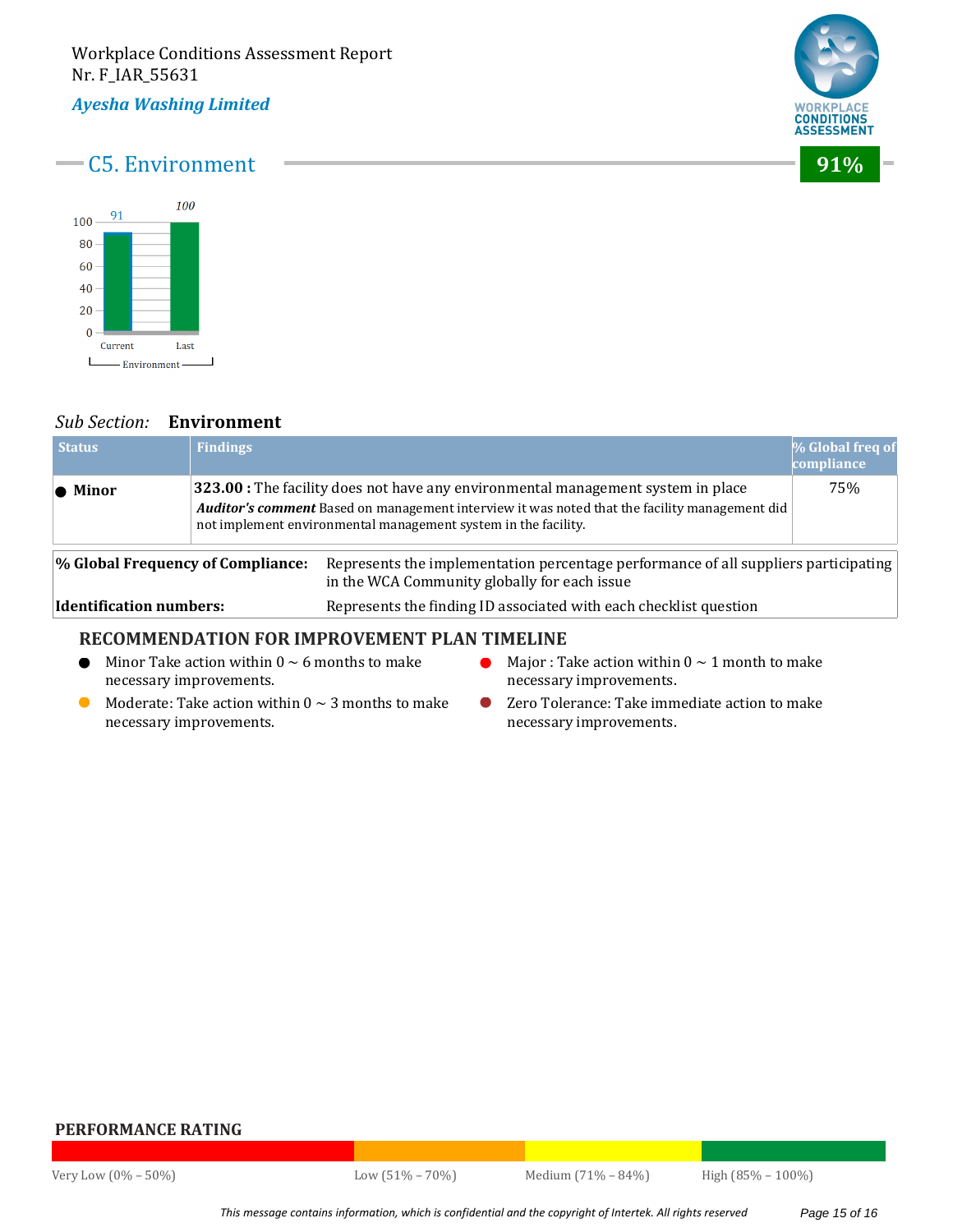Workplace Conditions Assessment Report
Nr. F_IAR_55631

*Ayesha Washing Limited*

WORKPLACE CONDITIONS ASSESSMENT

## C5. Environment

**91%**

91
100
100
80
60
40
20
0
Current
Last
Environment

*Sub Section:* **Environment**

| Status | Findings | % Global freq of compliance |
|---|---|---|
| ● **Minor** | **323.00 :** The facility does not have any environmental management system in place<br>***Auditor's comment*** Based on management interview it was noted that the facility management did not implement environmental management system in the facility. | 75% |

| | |
|---|---|
| **% Global Frequency of Compliance:** | Represents the implementation percentage performance of all suppliers participating in the WCA Community globally for each issue |
| **Identification numbers:** | Represents the finding ID associated with each checklist question |

### RECOMMENDATION FOR IMPROVEMENT PLAN TIMELINE

- Minor Take action within 0 ~ 6 months to make necessary improvements.
- Moderate: Take action within 0 ~ 3 months to make necessary improvements.
- Major : Take action within 0 ~ 1 month to make necessary improvements.
- Zero Tolerance: Take immediate action to make necessary improvements.

### PERFORMANCE RATING

Very Low (0% – 50%)
Low (51% – 70%)
Medium (71% – 84%)
High (85% – 100%)

*This message contains information, which is confidential and the copyright of Intertek. All rights reserved*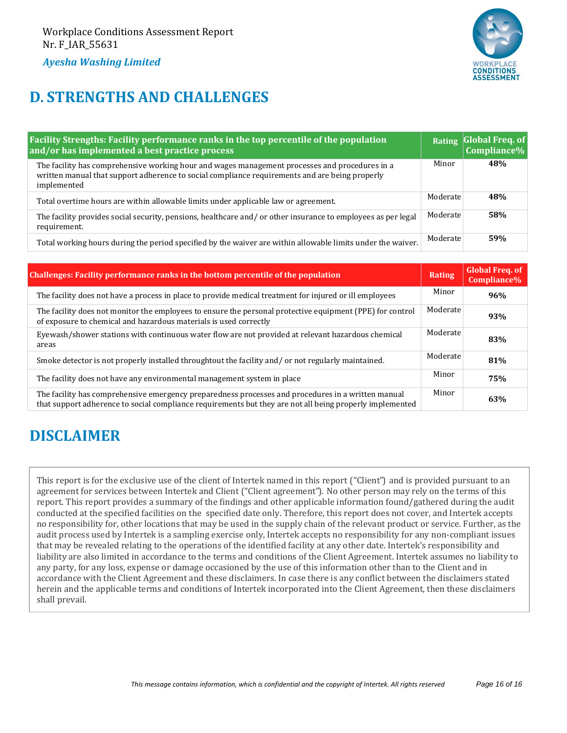# D. STRENGTHS AND CHALLENGES

| Facility Strengths: Facility performance ranks in the top percentile of the population and/or has implemented a best practice process | Rating | Global Freq. of Compliance% |
| --- | --- | --- |
| The facility has comprehensive working hour and wages management processes and procedures in a written manual that support adherence to social compliance requirements and are being properly implemented | Minor | **48%** |
| Total overtime hours are within allowable limits under applicable law or agreement. | Moderate | **48%** |
| The facility provides social security, pensions, healthcare and/ or other insurance to employees as per legal requirement. | Moderate | **58%** |
| Total working hours during the period specified by the waiver are within allowable limits under the waiver. | Moderate | **59%** |

| Challenges: Facility performance ranks in the bottom percentile of the population | Rating | Global Freq. of Compliance% |
| --- | --- | --- |
| The facility does not have a process in place to provide medical treatment for injured or ill employees | Minor | **96%** |
| The facility does not monitor the employees to ensure the personal protective equipment (PPE) for control of exposure to chemical and hazardous materials is used correctly | Moderate | **93%** |
| Eyewash/shower stations with continuous water flow are not provided at relevant hazardous chemical areas | Moderate | **83%** |
| Smoke detector is not properly installed throughtout the facility and/ or not regularly maintained. | Moderate | **81%** |
| The facility does not have any environmental management system in place | Minor | **75%** |
| The facility has comprehensive emergency preparedness processes and procedures in a written manual that support adherence to social compliance requirements but they are not all being properly implemented | Minor | **63%** |

# DISCLAIMER

This report is for the exclusive use of the client of Intertek named in this report ("Client") and is provided pursuant to an agreement for services between Intertek and Client ("Client agreement"). No other person may rely on the terms of this report. This report provides a summary of the findings and other applicable information found/gathered during the audit conducted at the specified facilities on the specified date only. Therefore, this report does not cover, and Intertek accepts no responsibility for, other locations that may be used in the supply chain of the relevant product or service. Further, as the audit process used by Intertek is a sampling exercise only, Intertek accepts no responsibility for any non-compliant issues that may be revealed relating to the operations of the identified facility at any other date. Intertek's responsibility and liability are also limited in accordance to the terms and conditions of the Client Agreement. Intertek assumes no liability to any party, for any loss, expense or damage occasioned by the use of this information other than to the Client and in accordance with the Client Agreement and these disclaimers. In case there is any conflict between the disclaimers stated herein and the applicable terms and conditions of Intertek incorporated into the Client Agreement, then these disclaimers shall prevail.